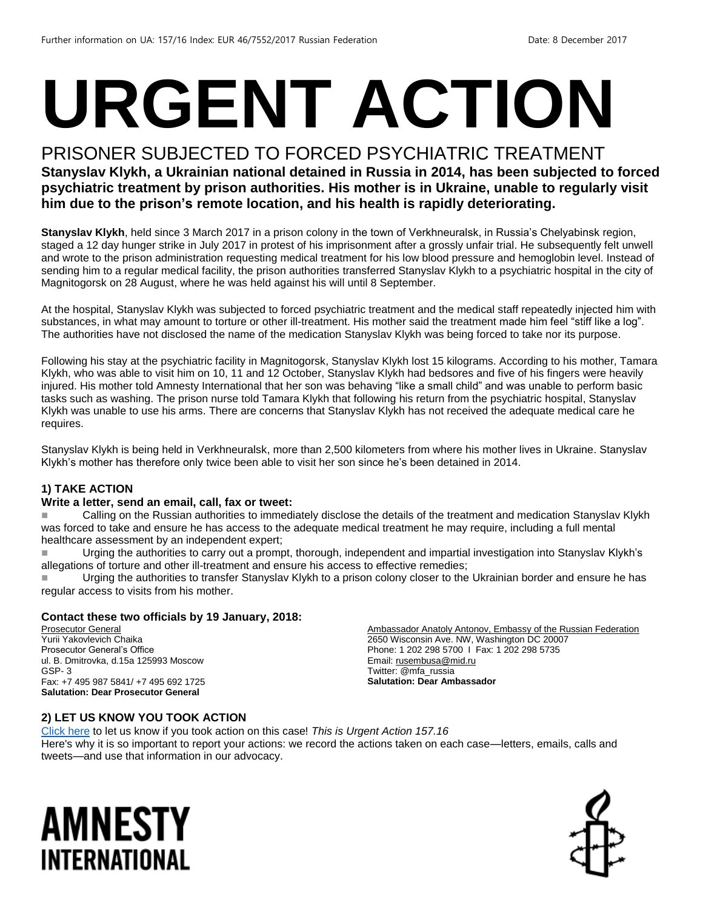Further information on UA: 157/16 Index: EUR 46/7552/2017 Russian Federation Date: 8 December 2017

# URGENT ACTION

## PRISONER SUBJECTED TO FORCED PSYCHIATRIC TREATMENT

**Stanyslav Klykh, a Ukrainian national detained in Russia in 2014, has been subjected to forced psychiatric treatment by prison authorities. His mother is in Ukraine, unable to regularly visit him due to the prison's remote location, and his health is rapidly deteriorating.**

**Stanyslav Klykh**, held since 3 March 2017 in a prison colony in the town of Verkhneuralsk, in Russia's Chelyabinsk region, staged a 12 day hunger strike in July 2017 in protest of his imprisonment after a grossly unfair trial. He subsequently felt unwell and wrote to the prison administration requesting medical treatment for his low blood pressure and hemoglobin level. Instead of sending him to a regular medical facility, the prison authorities transferred Stanyslav Klykh to a psychiatric hospital in the city of Magnitogorsk on 28 August, where he was held against his will until 8 September.

At the hospital, Stanyslav Klykh was subjected to forced psychiatric treatment and the medical staff repeatedly injected him with substances, in what may amount to torture or other ill-treatment. His mother said the treatment made him feel "stiff like a log". The authorities have not disclosed the name of the medication Stanyslav Klykh was being forced to take nor its purpose.

Following his stay at the psychiatric facility in Magnitogorsk, Stanyslav Klykh lost 15 kilograms. According to his mother, Tamara Klykh, who was able to visit him on 10, 11 and 12 October, Stanyslav Klykh had bedsores and five of his fingers were heavily injured. His mother told Amnesty International that her son was behaving "like a small child" and was unable to perform basic tasks such as washing. The prison nurse told Tamara Klykh that following his return from the psychiatric hospital, Stanyslav Klykh was unable to use his arms. There are concerns that Stanyslav Klykh has not received the adequate medical care he requires.

Stanyslav Klykh is being held in Verkhneuralsk, more than 2,500 kilometers from where his mother lives in Ukraine. Stanyslav Klykh's mother has therefore only twice been able to visit her son since he's been detained in 2014.

### 1) TAKE ACTION

**Write a letter, send an email, call, fax or tweet:**

- Calling on the Russian authorities to immediately disclose the details of the treatment and medication Stanyslav Klykh was forced to take and ensure he has access to the adequate medical treatment he may require, including a full mental healthcare assessment by an independent expert;
- Urging the authorities to carry out a prompt, thorough, independent and impartial investigation into Stanyslav Klykh's allegations of torture and other ill-treatment and ensure his access to effective remedies;
- Urging the authorities to transfer Stanyslav Klykh to a prison colony closer to the Ukrainian border and ensure he has regular access to visits from his mother.

**Contact these two officials by 19 January, 2018:**

Prosecutor General
Yurii Yakovlevich Chaika
Prosecutor General's Office
ul. B. Dmitrovka, d.15a 125993 Moscow
GSP- 3
Fax: +7 495 987 5841/ +7 495 692 1725
**Salutation: Dear Prosecutor General**

Ambassador Anatoly Antonov, Embassy of the Russian Federation
2650 Wisconsin Ave. NW, Washington DC 20007
Phone: 1 202 298 5700 I Fax: 1 202 298 5735
Email: rusembusa@mid.ru
Twitter: @mfa_russia
**Salutation: Dear Ambassador**

### 2) LET US KNOW YOU TOOK ACTION

Click here to let us know if you took action on this case! *This is Urgent Action 157.16*
Here's why it is so important to report your actions: we record the actions taken on each case—letters, emails, calls and tweets—and use that information in our advocacy.

AMNESTY INTERNATIONAL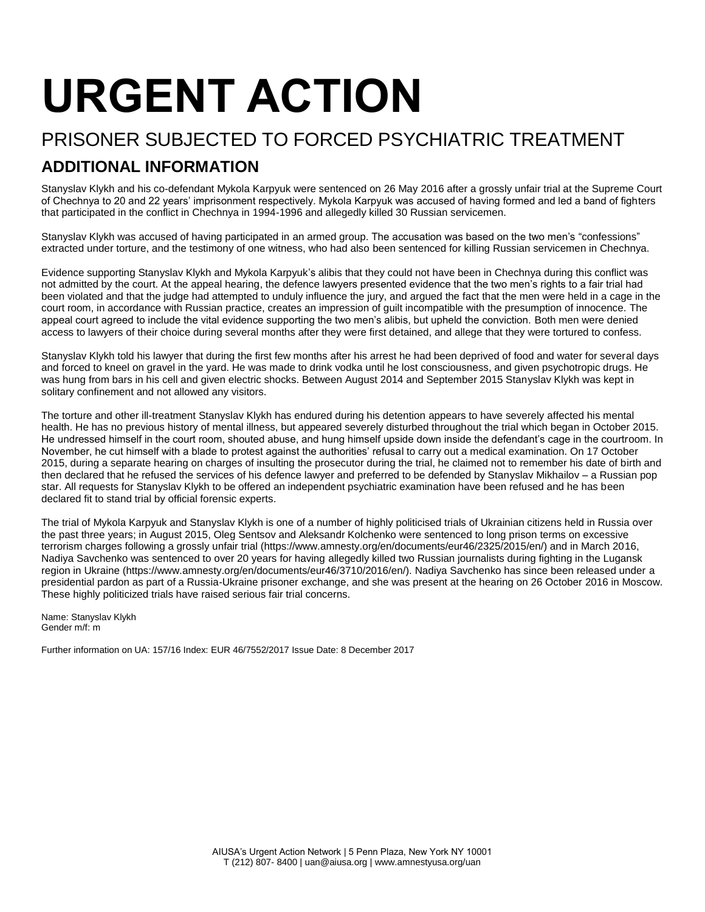# URGENT ACTION

## PRISONER SUBJECTED TO FORCED PSYCHIATRIC TREATMENT

### ADDITIONAL INFORMATION

Stanyslav Klykh and his co-defendant Mykola Karpyuk were sentenced on 26 May 2016 after a grossly unfair trial at the Supreme Court of Chechnya to 20 and 22 years' imprisonment respectively. Mykola Karpyuk was accused of having formed and led a band of fighters that participated in the conflict in Chechnya in 1994-1996 and allegedly killed 30 Russian servicemen.

Stanyslav Klykh was accused of having participated in an armed group. The accusation was based on the two men's "confessions" extracted under torture, and the testimony of one witness, who had also been sentenced for killing Russian servicemen in Chechnya.

Evidence supporting Stanyslav Klykh and Mykola Karpyuk's alibis that they could not have been in Chechnya during this conflict was not admitted by the court. At the appeal hearing, the defence lawyers presented evidence that the two men's rights to a fair trial had been violated and that the judge had attempted to unduly influence the jury, and argued the fact that the men were held in a cage in the court room, in accordance with Russian practice, creates an impression of guilt incompatible with the presumption of innocence. The appeal court agreed to include the vital evidence supporting the two men's alibis, but upheld the conviction. Both men were denied access to lawyers of their choice during several months after they were first detained, and allege that they were tortured to confess.

Stanyslav Klykh told his lawyer that during the first few months after his arrest he had been deprived of food and water for several days and forced to kneel on gravel in the yard. He was made to drink vodka until he lost consciousness, and given psychotropic drugs. He was hung from bars in his cell and given electric shocks. Between August 2014 and September 2015 Stanyslav Klykh was kept in solitary confinement and not allowed any visitors.

The torture and other ill-treatment Stanyslav Klykh has endured during his detention appears to have severely affected his mental health. He has no previous history of mental illness, but appeared severely disturbed throughout the trial which began in October 2015. He undressed himself in the court room, shouted abuse, and hung himself upside down inside the defendant's cage in the courtroom. In November, he cut himself with a blade to protest against the authorities' refusal to carry out a medical examination. On 17 October 2015, during a separate hearing on charges of insulting the prosecutor during the trial, he claimed not to remember his date of birth and then declared that he refused the services of his defence lawyer and preferred to be defended by Stanyslav Mikhailov – a Russian pop star. All requests for Stanyslav Klykh to be offered an independent psychiatric examination have been refused and he has been declared fit to stand trial by official forensic experts.

The trial of Mykola Karpyuk and Stanyslav Klykh is one of a number of highly politicised trials of Ukrainian citizens held in Russia over the past three years; in August 2015, Oleg Sentsov and Aleksandr Kolchenko were sentenced to long prison terms on excessive terrorism charges following a grossly unfair trial (https://www.amnesty.org/en/documents/eur46/2325/2015/en/) and in March 2016, Nadiya Savchenko was sentenced to over 20 years for having allegedly killed two Russian journalists during fighting in the Lugansk region in Ukraine (https://www.amnesty.org/en/documents/eur46/3710/2016/en/). Nadiya Savchenko has since been released under a presidential pardon as part of a Russia-Ukraine prisoner exchange, and she was present at the hearing on 26 October 2016 in Moscow. These highly politicized trials have raised serious fair trial concerns.

Name: Stanyslav Klykh
Gender m/f: m

Further information on UA: 157/16 Index: EUR 46/7552/2017 Issue Date: 8 December 2017

AIUSA's Urgent Action Network | 5 Penn Plaza, New York NY 10001
T (212) 807- 8400 | uan@aiusa.org | www.amnestyusa.org/uan